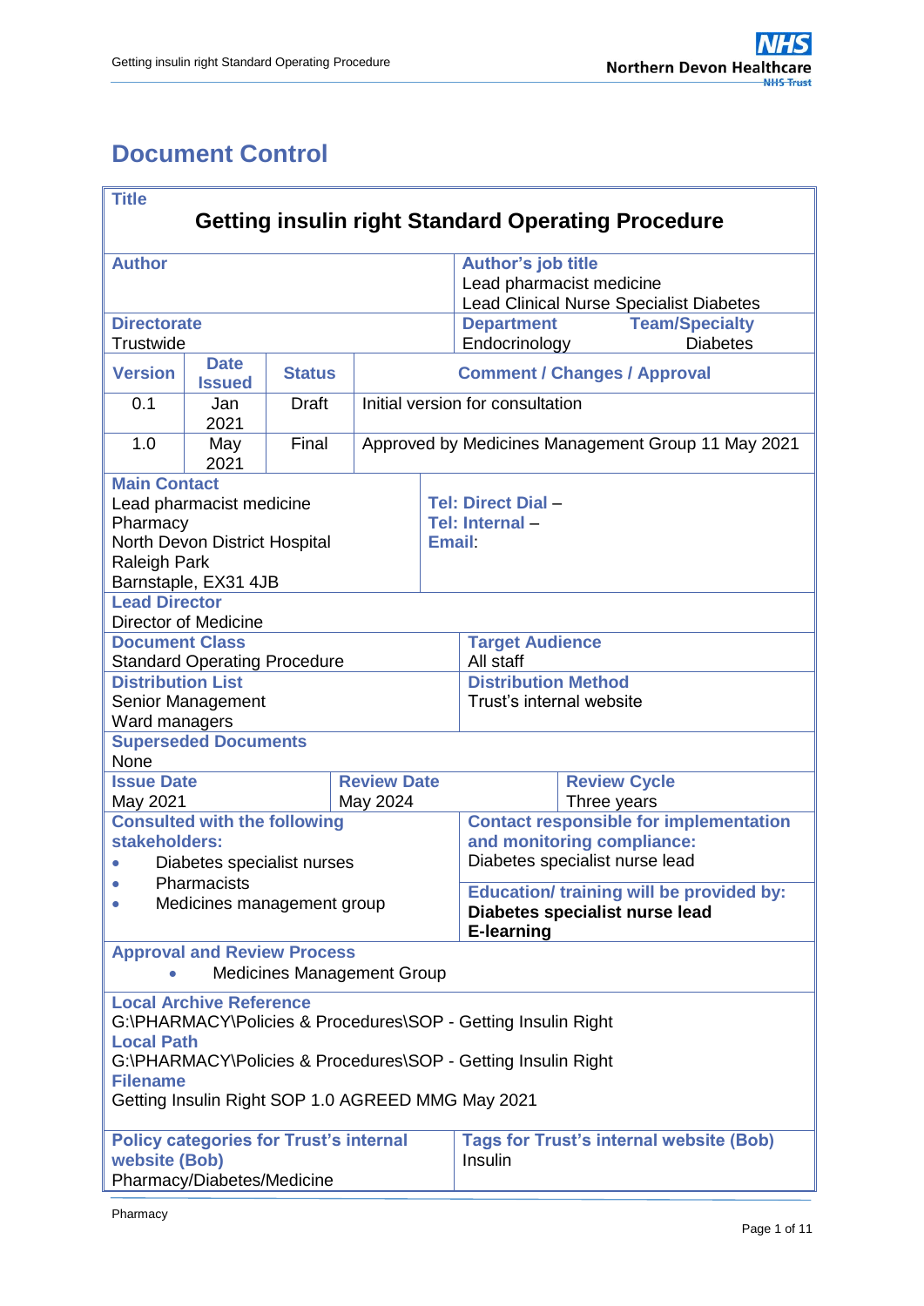# Document Control

| **Title** | | | |
|---|---|---|---|
| **Getting insulin right Standard Operating Procedure** | | | |
| **Author** | | **Author's job title**<br>Lead pharmacist medicine<br>Lead Clinical Nurse Specialist Diabetes | |
| **Directorate**<br>Trustwide | | **Department**<br>Endocrinology | **Team/Specialty**<br>Diabetes |

| **Version** | **Date Issued** | **Status** | **Comment / Changes / Approval** |
|---|---|---|---|
| 0.1 | Jan 2021 | Draft | Initial version for consultation |
| 1.0 | May 2021 | Final | Approved by Medicines Management Group 11 May 2021 |

| **Main Contact** | |
|---|---|
| Lead pharmacist medicine<br>Pharmacy<br>North Devon District Hospital<br>Raleigh Park<br>Barnstaple, EX31 4JB | **Tel: Direct Dial** –<br>**Tel: Internal** –<br>**Email**: |
| **Lead Director**<br>Director of Medicine | |
| **Document Class**<br>Standard Operating Procedure | **Target Audience**<br>All staff |
| **Distribution List**<br>Senior Management<br>Ward managers | **Distribution Method**<br>Trust's internal website |
| **Superseded Documents**<br>None | |

| **Issue Date** | **Review Date** | **Review Cycle** |
|---|---|---|
| May 2021 | May 2024 | Three years |

| **Consulted with the following stakeholders:** | **Contact responsible for implementation and monitoring compliance:** |
|---|---|
| • Diabetes specialist nurses<br>• Pharmacists<br>• Medicines management group | Diabetes specialist nurse lead<br><br>**Education/ training will be provided by:**<br>**Diabetes specialist nurse lead**<br>**E-learning** |
| **Approval and Review Process**<br>• Medicines Management Group | |
| **Local Archive Reference**<br>G:\PHARMACY\Policies & Procedures\SOP - Getting Insulin Right<br>**Local Path**<br>G:\PHARMACY\Policies & Procedures\SOP - Getting Insulin Right<br>**Filename**<br>Getting Insulin Right SOP 1.0 AGREED MMG May 2021 | |
| **Policy categories for Trust's internal website (Bob)**<br>Pharmacy/Diabetes/Medicine | **Tags for Trust's internal website (Bob)**<br>Insulin |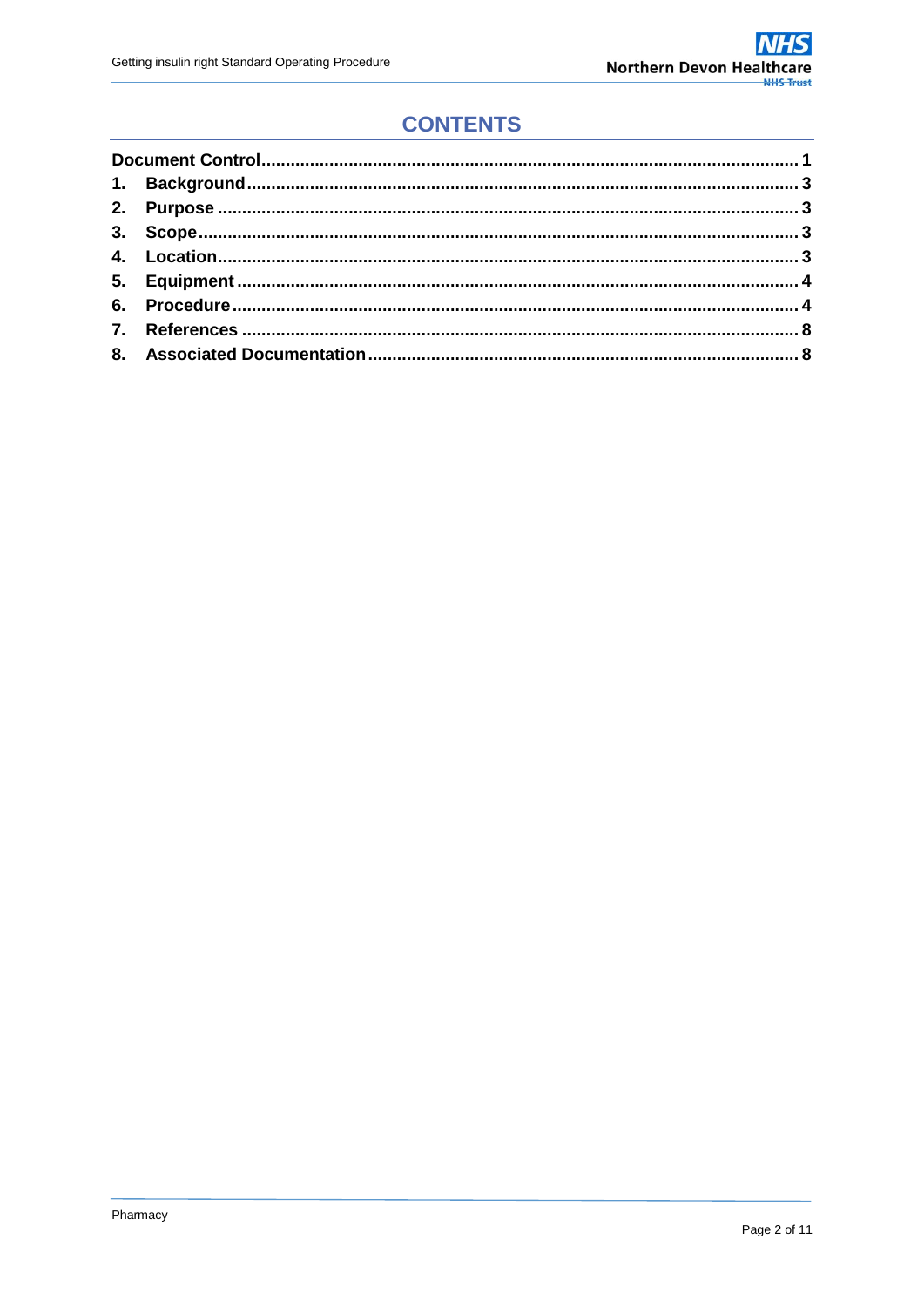# CONTENTS

| | |
|---|---|
| **Document Control** | **1** |
| **1. Background** | **3** |
| **2. Purpose** | **3** |
| **3. Scope** | **3** |
| **4. Location** | **3** |
| **5. Equipment** | **4** |
| **6. Procedure** | **4** |
| **7. References** | **8** |
| **8. Associated Documentation** | **8** |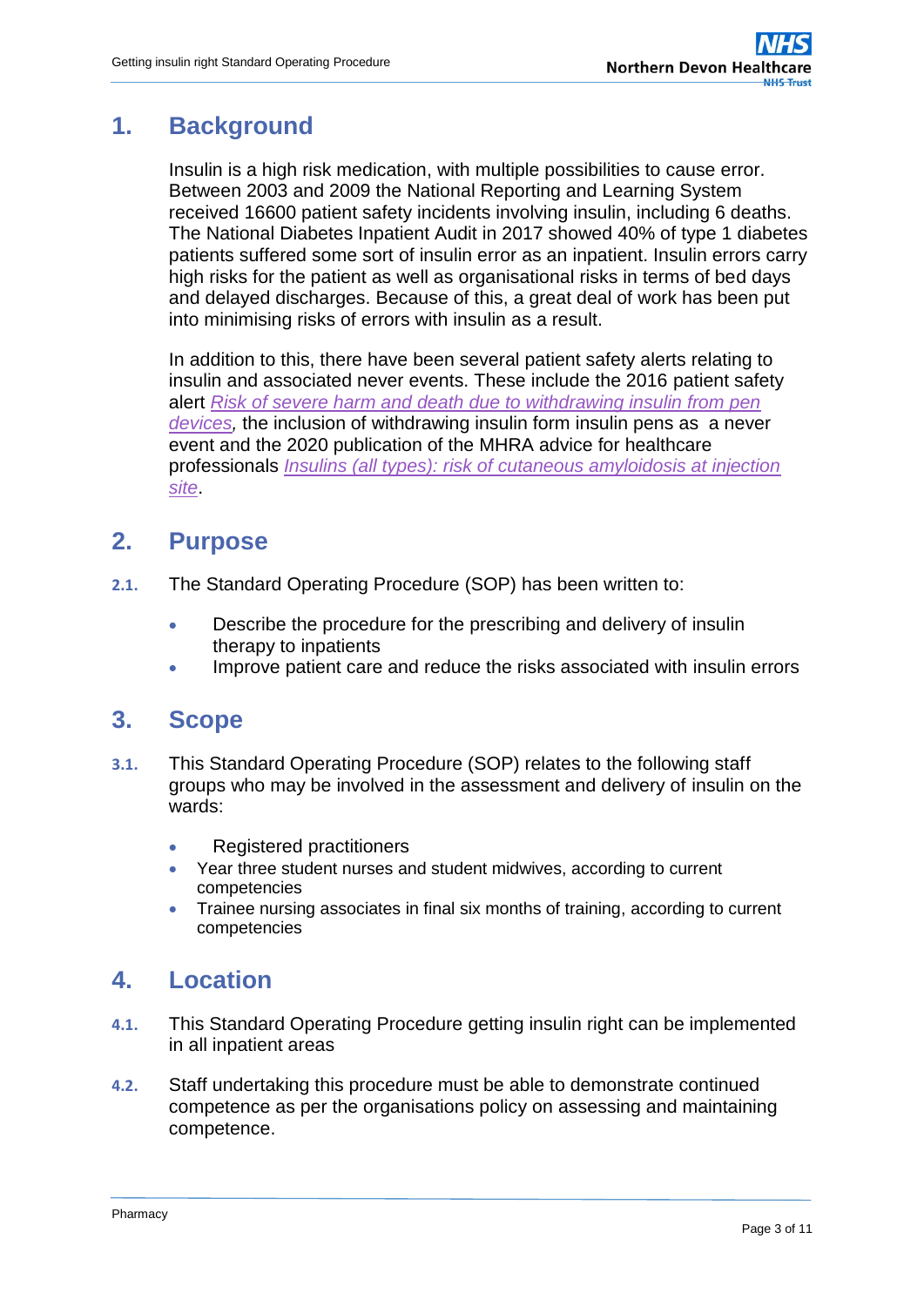## 1. Background

Insulin is a high risk medication, with multiple possibilities to cause error. Between 2003 and 2009 the National Reporting and Learning System received 16600 patient safety incidents involving insulin, including 6 deaths. The National Diabetes Inpatient Audit in 2017 showed 40% of type 1 diabetes patients suffered some sort of insulin error as an inpatient. Insulin errors carry high risks for the patient as well as organisational risks in terms of bed days and delayed discharges. Because of this, a great deal of work has been put into minimising risks of errors with insulin as a result.

In addition to this, there have been several patient safety alerts relating to insulin and associated never events. These include the 2016 patient safety alert *Risk of severe harm and death due to withdrawing insulin from pen devices*, the inclusion of withdrawing insulin form insulin pens as a never event and the 2020 publication of the MHRA advice for healthcare professionals *Insulins (all types): risk of cutaneous amyloidosis at injection site*.

## 2. Purpose

**2.1.** The Standard Operating Procedure (SOP) has been written to:

- Describe the procedure for the prescribing and delivery of insulin therapy to inpatients
- Improve patient care and reduce the risks associated with insulin errors

## 3. Scope

**3.1.** This Standard Operating Procedure (SOP) relates to the following staff groups who may be involved in the assessment and delivery of insulin on the wards:

- Registered practitioners
- Year three student nurses and student midwives, according to current competencies
- Trainee nursing associates in final six months of training, according to current competencies

## 4. Location

**4.1.** This Standard Operating Procedure getting insulin right can be implemented in all inpatient areas

**4.2.** Staff undertaking this procedure must be able to demonstrate continued competence as per the organisations policy on assessing and maintaining competence.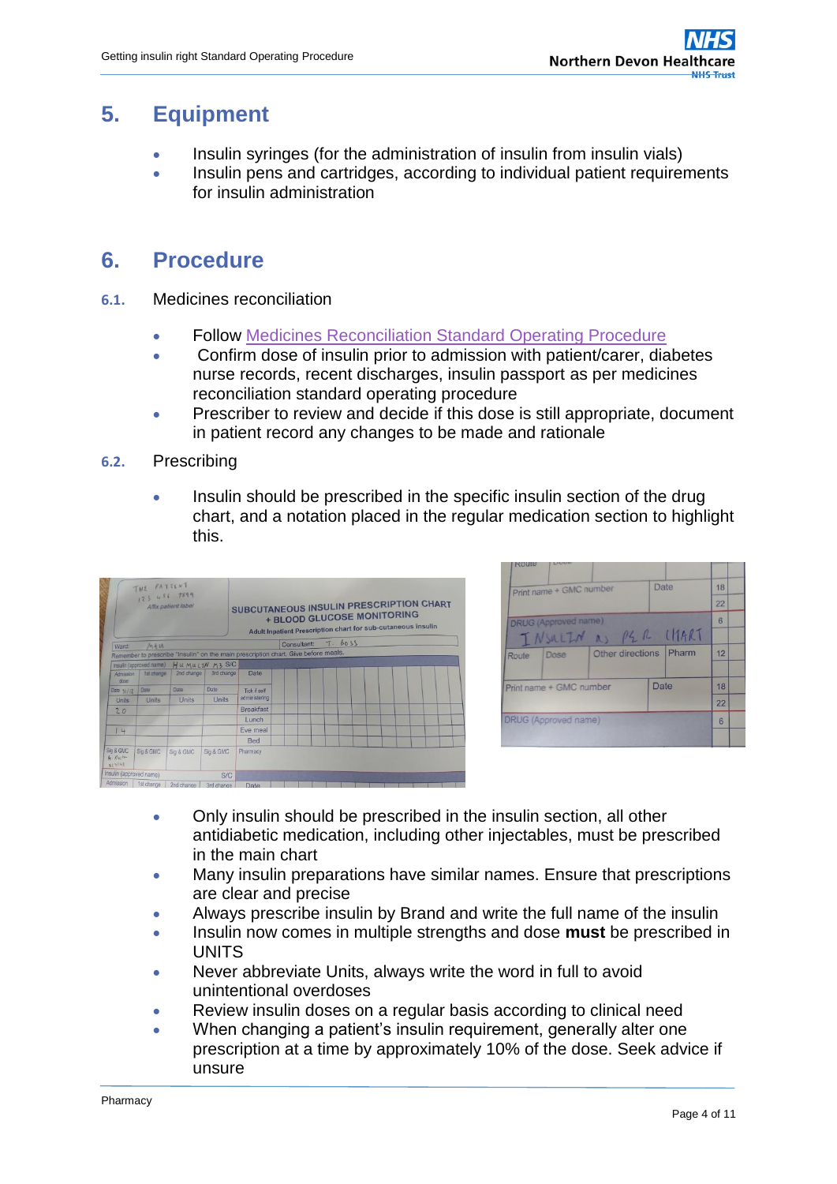## 5. Equipment

- Insulin syringes (for the administration of insulin from insulin vials)
- Insulin pens and cartridges, according to individual patient requirements for insulin administration

## 6. Procedure

### 6.1. Medicines reconciliation

- Follow Medicines Reconciliation Standard Operating Procedure
- Confirm dose of insulin prior to admission with patient/carer, diabetes nurse records, recent discharges, insulin passport as per medicines reconciliation standard operating procedure
- Prescriber to review and decide if this dose is still appropriate, document in patient record any changes to be made and rationale

### 6.2. Prescribing

- Insulin should be prescribed in the specific insulin section of the drug chart, and a notation placed in the regular medication section to highlight this.

- Only insulin should be prescribed in the insulin section, all other antidiabetic medication, including other injectables, must be prescribed in the main chart
- Many insulin preparations have similar names. Ensure that prescriptions are clear and precise
- Always prescribe insulin by Brand and write the full name of the insulin
- Insulin now comes in multiple strengths and dose **must** be prescribed in UNITS
- Never abbreviate Units, always write the word in full to avoid unintentional overdoses
- Review insulin doses on a regular basis according to clinical need
- When changing a patient's insulin requirement, generally alter one prescription at a time by approximately 10% of the dose. Seek advice if unsure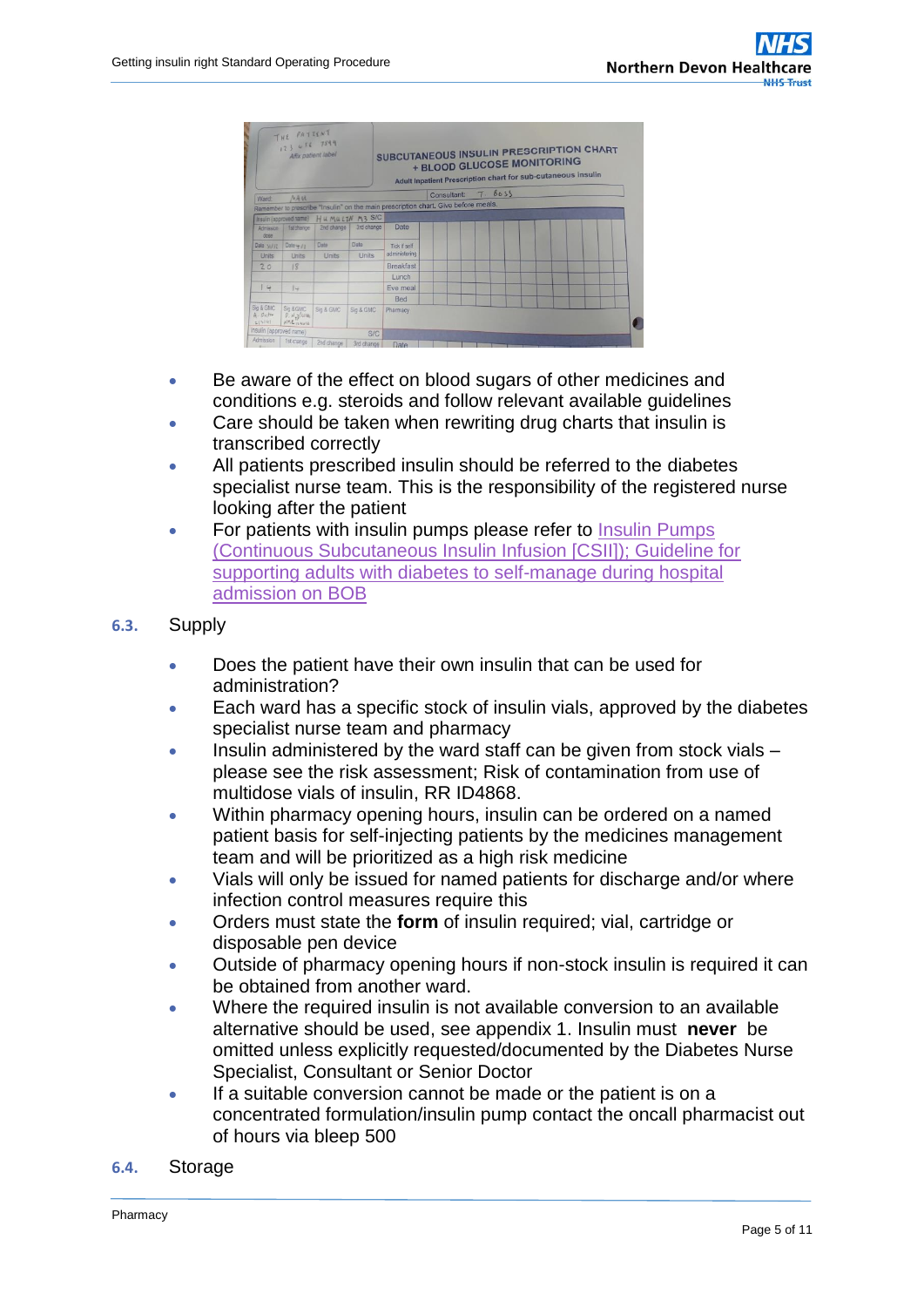- Be aware of the effect on blood sugars of other medicines and conditions e.g. steroids and follow relevant available guidelines
- Care should be taken when rewriting drug charts that insulin is transcribed correctly
- All patients prescribed insulin should be referred to the diabetes specialist nurse team. This is the responsibility of the registered nurse looking after the patient
- For patients with insulin pumps please refer to Insulin Pumps (Continuous Subcutaneous Insulin Infusion [CSII]); Guideline for supporting adults with diabetes to self-manage during hospital admission on BOB

## 6.3. Supply

- Does the patient have their own insulin that can be used for administration?
- Each ward has a specific stock of insulin vials, approved by the diabetes specialist nurse team and pharmacy
- Insulin administered by the ward staff can be given from stock vials – please see the risk assessment; Risk of contamination from use of multidose vials of insulin, RR ID4868.
- Within pharmacy opening hours, insulin can be ordered on a named patient basis for self-injecting patients by the medicines management team and will be prioritized as a high risk medicine
- Vials will only be issued for named patients for discharge and/or where infection control measures require this
- Orders must state the **form** of insulin required; vial, cartridge or disposable pen device
- Outside of pharmacy opening hours if non-stock insulin is required it can be obtained from another ward.
- Where the required insulin is not available conversion to an available alternative should be used, see appendix 1. Insulin must **never** be omitted unless explicitly requested/documented by the Diabetes Nurse Specialist, Consultant or Senior Doctor
- If a suitable conversion cannot be made or the patient is on a concentrated formulation/insulin pump contact the oncall pharmacist out of hours via bleep 500

## 6.4. Storage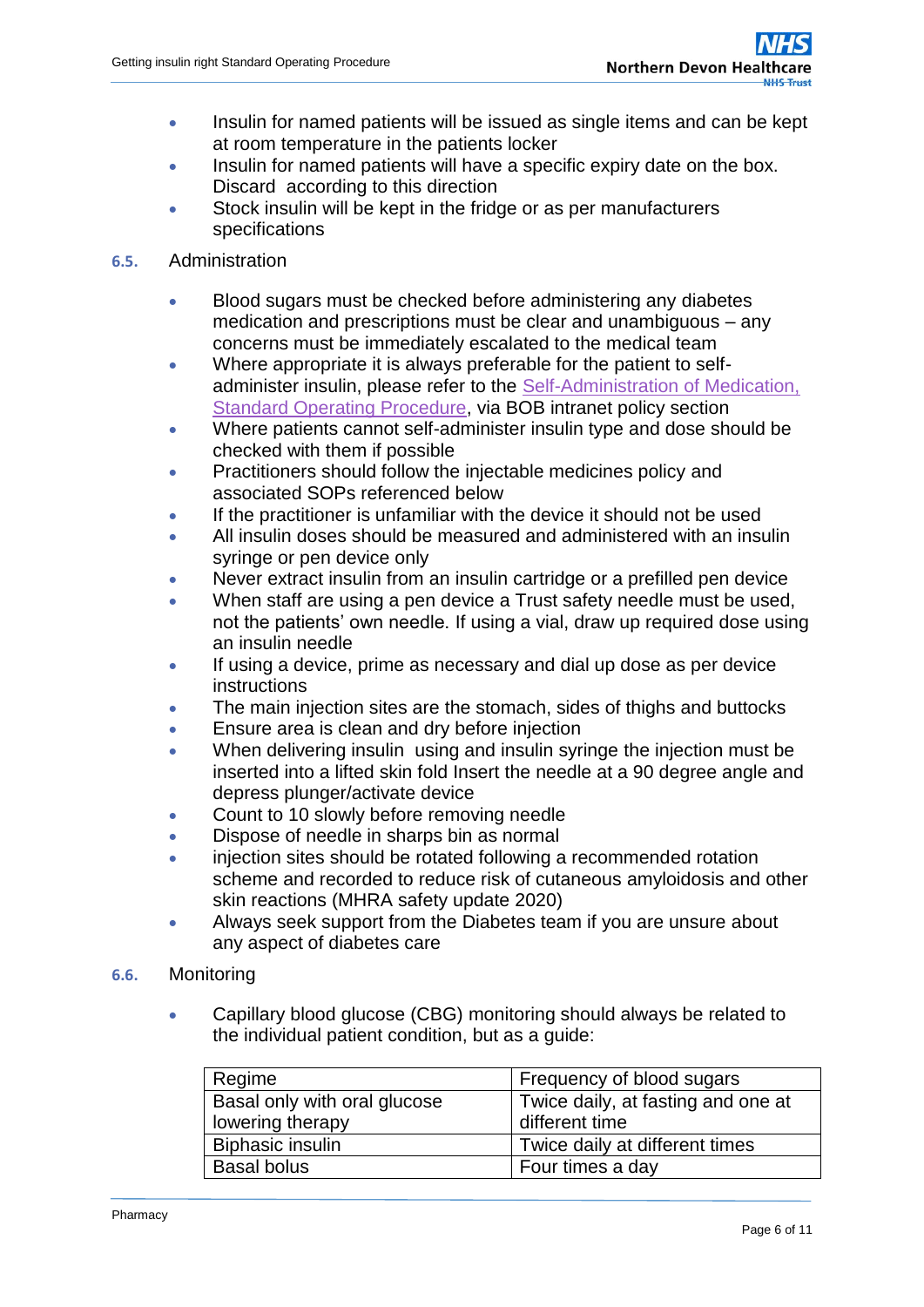- Insulin for named patients will be issued as single items and can be kept at room temperature in the patients locker
- Insulin for named patients will have a specific expiry date on the box. Discard according to this direction
- Stock insulin will be kept in the fridge or as per manufacturers specifications

## 6.5. Administration

- Blood sugars must be checked before administering any diabetes medication and prescriptions must be clear and unambiguous – any concerns must be immediately escalated to the medical team
- Where appropriate it is always preferable for the patient to self-administer insulin, please refer to the Self-Administration of Medication, Standard Operating Procedure, via BOB intranet policy section
- Where patients cannot self-administer insulin type and dose should be checked with them if possible
- Practitioners should follow the injectable medicines policy and associated SOPs referenced below
- If the practitioner is unfamiliar with the device it should not be used
- All insulin doses should be measured and administered with an insulin syringe or pen device only
- Never extract insulin from an insulin cartridge or a prefilled pen device
- When staff are using a pen device a Trust safety needle must be used, not the patients' own needle. If using a vial, draw up required dose using an insulin needle
- If using a device, prime as necessary and dial up dose as per device instructions
- The main injection sites are the stomach, sides of thighs and buttocks
- Ensure area is clean and dry before injection
- When delivering insulin using and insulin syringe the injection must be inserted into a lifted skin fold Insert the needle at a 90 degree angle and depress plunger/activate device
- Count to 10 slowly before removing needle
- Dispose of needle in sharps bin as normal
- injection sites should be rotated following a recommended rotation scheme and recorded to reduce risk of cutaneous amyloidosis and other skin reactions (MHRA safety update 2020)
- Always seek support from the Diabetes team if you are unsure about any aspect of diabetes care

## 6.6. Monitoring

- Capillary blood glucose (CBG) monitoring should always be related to the individual patient condition, but as a guide:

| Regime | Frequency of blood sugars |
|---|---|
| Basal only with oral glucose lowering therapy | Twice daily, at fasting and one at different time |
| Biphasic insulin | Twice daily at different times |
| Basal bolus | Four times a day |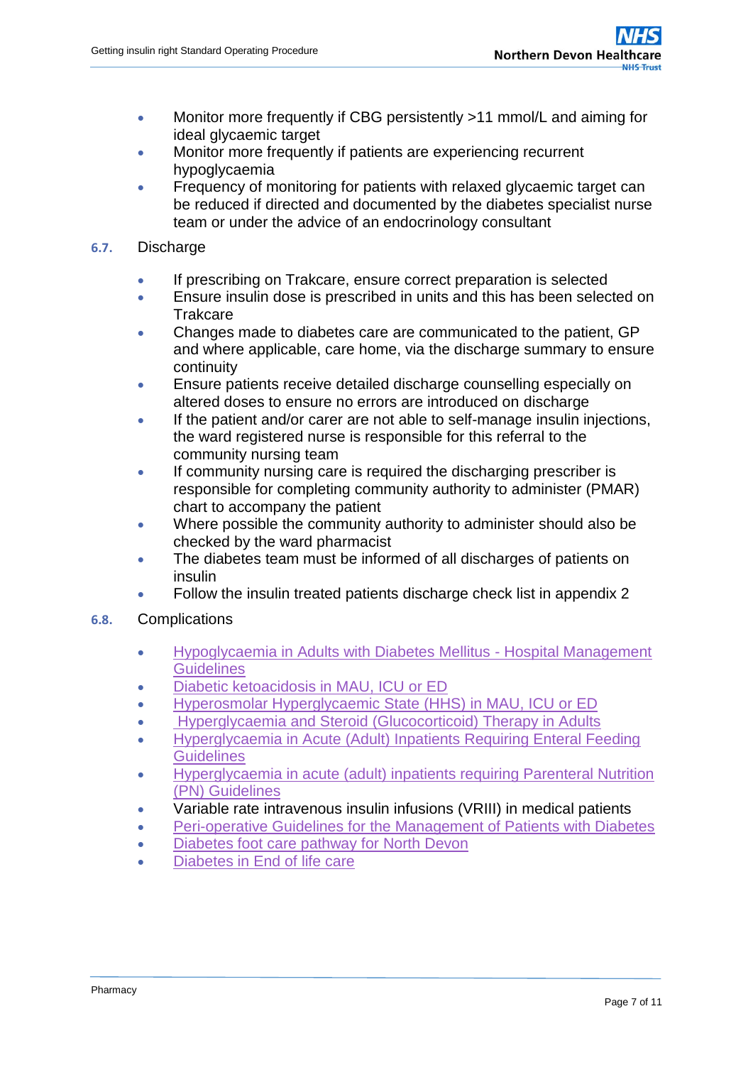- Monitor more frequently if CBG persistently >11 mmol/L and aiming for ideal glycaemic target
- Monitor more frequently if patients are experiencing recurrent hypoglycaemia
- Frequency of monitoring for patients with relaxed glycaemic target can be reduced if directed and documented by the diabetes specialist nurse team or under the advice of an endocrinology consultant

### 6.7. Discharge

- If prescribing on Trakcare, ensure correct preparation is selected
- Ensure insulin dose is prescribed in units and this has been selected on Trakcare
- Changes made to diabetes care are communicated to the patient, GP and where applicable, care home, via the discharge summary to ensure continuity
- Ensure patients receive detailed discharge counselling especially on altered doses to ensure no errors are introduced on discharge
- If the patient and/or carer are not able to self-manage insulin injections, the ward registered nurse is responsible for this referral to the community nursing team
- If community nursing care is required the discharging prescriber is responsible for completing community authority to administer (PMAR) chart to accompany the patient
- Where possible the community authority to administer should also be checked by the ward pharmacist
- The diabetes team must be informed of all discharges of patients on insulin
- Follow the insulin treated patients discharge check list in appendix 2

### 6.8. Complications

- Hypoglycaemia in Adults with Diabetes Mellitus - Hospital Management Guidelines
- Diabetic ketoacidosis in MAU, ICU or ED
- Hyperosmolar Hyperglycaemic State (HHS) in MAU, ICU or ED
- Hyperglycaemia and Steroid (Glucocorticoid) Therapy in Adults
- Hyperglycaemia in Acute (Adult) Inpatients Requiring Enteral Feeding Guidelines
- Hyperglycaemia in acute (adult) inpatients requiring Parenteral Nutrition (PN) Guidelines
- Variable rate intravenous insulin infusions (VRIII) in medical patients
- Peri-operative Guidelines for the Management of Patients with Diabetes
- Diabetes foot care pathway for North Devon
- Diabetes in End of life care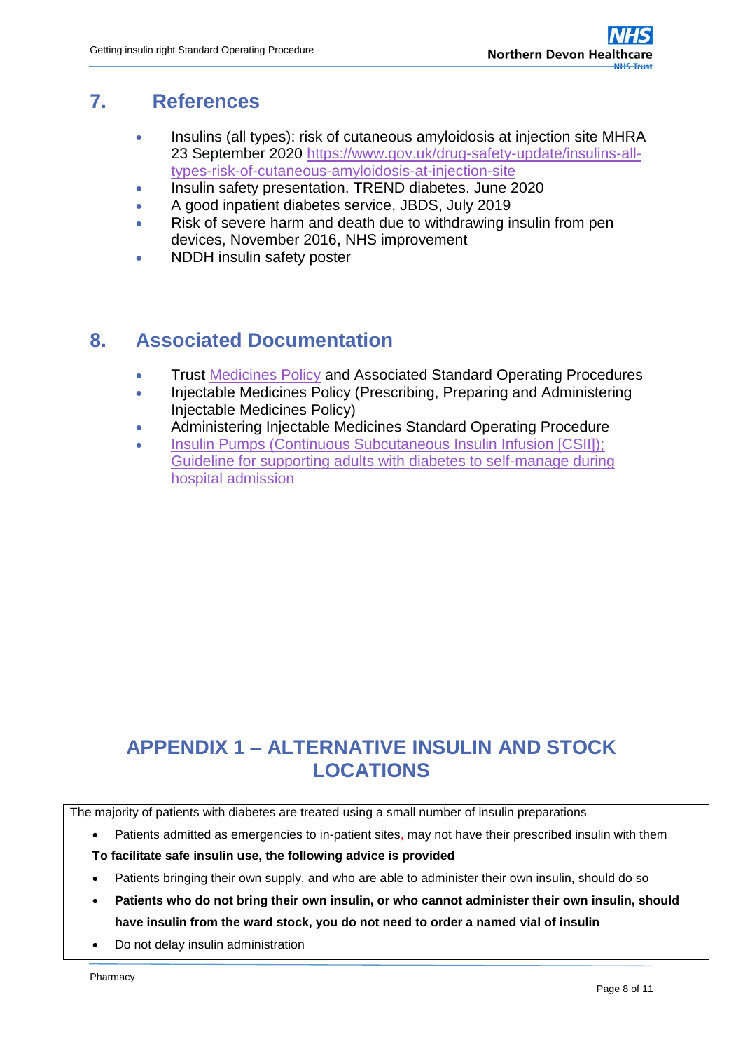## 7. References

- Insulins (all types): risk of cutaneous amyloidosis at injection site MHRA 23 September 2020 [https://www.gov.uk/drug-safety-update/insulins-all-types-risk-of-cutaneous-amyloidosis-at-injection-site](https://www.gov.uk/drug-safety-update/insulins-all-types-risk-of-cutaneous-amyloidosis-at-injection-site)
- Insulin safety presentation. TREND diabetes. June 2020
- A good inpatient diabetes service, JBDS, July 2019
- Risk of severe harm and death due to withdrawing insulin from pen devices, November 2016, NHS improvement
- NDDH insulin safety poster

## 8. Associated Documentation

- Trust Medicines Policy and Associated Standard Operating Procedures
- Injectable Medicines Policy (Prescribing, Preparing and Administering Injectable Medicines Policy)
- Administering Injectable Medicines Standard Operating Procedure
- Insulin Pumps (Continuous Subcutaneous Insulin Infusion [CSII]); Guideline for supporting adults with diabetes to self-manage during hospital admission

## APPENDIX 1 – ALTERNATIVE INSULIN AND STOCK LOCATIONS

The majority of patients with diabetes are treated using a small number of insulin preparations

- Patients admitted as emergencies to in-patient sites, may not have their prescribed insulin with them

**To facilitate safe insulin use, the following advice is provided**

- Patients bringing their own supply, and who are able to administer their own insulin, should do so
- **Patients who do not bring their own insulin, or who cannot administer their own insulin, should have insulin from the ward stock, you do not need to order a named vial of insulin**
- Do not delay insulin administration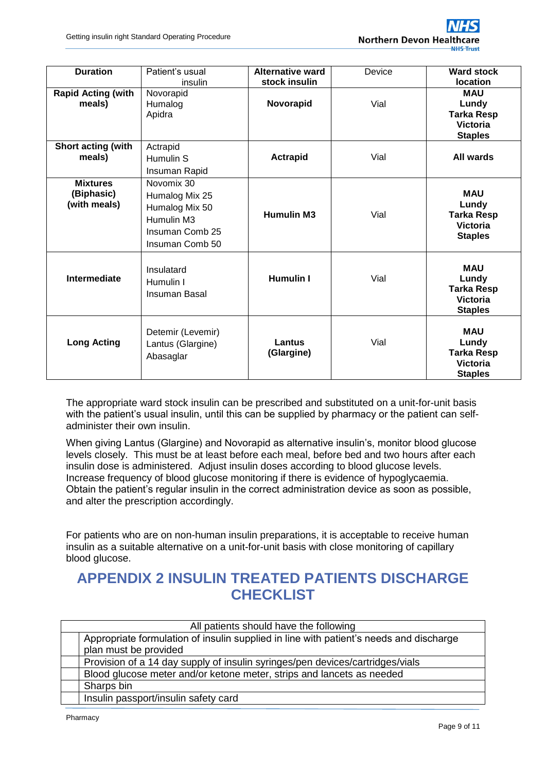| Duration | Patient's usual insulin | Alternative ward stock insulin | Device | Ward stock location |
|---|---|---|---|---|
| **Rapid Acting (with meals)** | Novorapid<br>Humalog<br>Apidra | **Novorapid** | Vial | **MAU<br>Lundy<br>Tarka Resp<br>Victoria<br>Staples** |
| **Short acting (with meals)** | Actrapid<br>Humulin S<br>Insuman Rapid | **Actrapid** | Vial | **All wards** |
| **Mixtures (Biphasic) (with meals)** | Novomix 30<br>Humalog Mix 25<br>Humalog Mix 50<br>Humulin M3<br>Insuman Comb 25<br>Insuman Comb 50 | **Humulin M3** | Vial | **MAU<br>Lundy<br>Tarka Resp<br>Victoria<br>Staples** |
| **Intermediate** | Insulatard<br>Humulin I<br>Insuman Basal | **Humulin I** | Vial | **MAU<br>Lundy<br>Tarka Resp<br>Victoria<br>Staples** |
| **Long Acting** | Detemir (Levemir)<br>Lantus (Glargine)<br>Abasaglar | **Lantus (Glargine)** | Vial | **MAU<br>Lundy<br>Tarka Resp<br>Victoria<br>Staples** |

The appropriate ward stock insulin can be prescribed and substituted on a unit-for-unit basis with the patient's usual insulin, until this can be supplied by pharmacy or the patient can self-administer their own insulin.

When giving Lantus (Glargine) and Novorapid as alternative insulin's, monitor blood glucose levels closely. This must be at least before each meal, before bed and two hours after each insulin dose is administered. Adjust insulin doses according to blood glucose levels. Increase frequency of blood glucose monitoring if there is evidence of hypoglycaemia. Obtain the patient's regular insulin in the correct administration device as soon as possible, and alter the prescription accordingly.

For patients who are on non-human insulin preparations, it is acceptable to receive human insulin as a suitable alternative on a unit-for-unit basis with close monitoring of capillary blood glucose.

## APPENDIX 2 INSULIN TREATED PATIENTS DISCHARGE CHECKLIST

| | All patients should have the following |
|---|---|
| | Appropriate formulation of insulin supplied in line with patient's needs and discharge plan must be provided |
| | Provision of a 14 day supply of insulin syringes/pen devices/cartridges/vials |
| | Blood glucose meter and/or ketone meter, strips and lancets as needed |
| | Sharps bin |
| | Insulin passport/insulin safety card |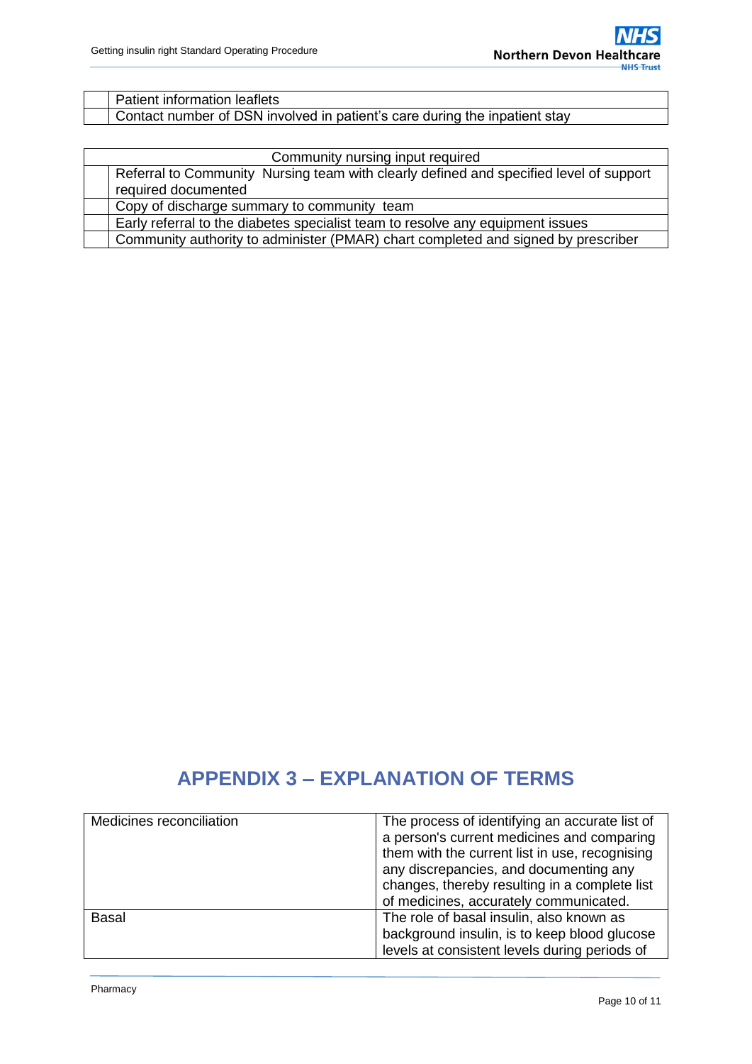| | |
|---|---|
| | Patient information leaflets |
| | Contact number of DSN involved in patient's care during the inpatient stay |

| Community nursing input required | |
|---|---|
| | Referral to Community Nursing team with clearly defined and specified level of support required documented |
| | Copy of discharge summary to community team |
| | Early referral to the diabetes specialist team to resolve any equipment issues |
| | Community authority to administer (PMAR) chart completed and signed by prescriber |

## APPENDIX 3 – EXPLANATION OF TERMS

| | |
|---|---|
| Medicines reconciliation | The process of identifying an accurate list of a person's current medicines and comparing them with the current list in use, recognising any discrepancies, and documenting any changes, thereby resulting in a complete list of medicines, accurately communicated. |
| Basal | The role of basal insulin, also known as background insulin, is to keep blood glucose levels at consistent levels during periods of |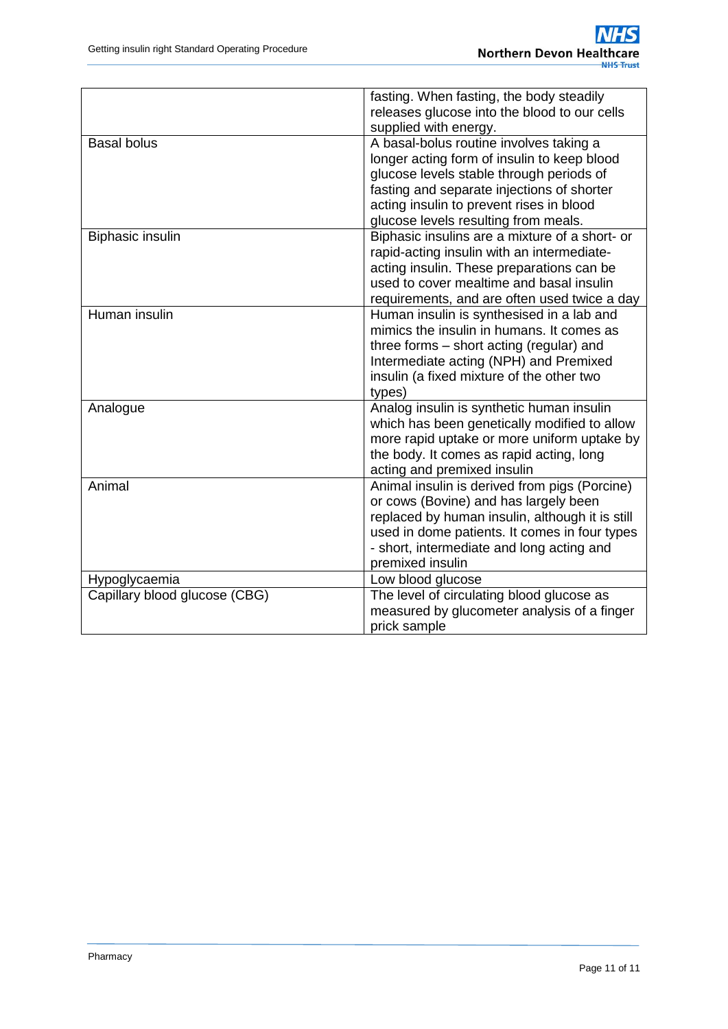| | |
|---|---|
| | fasting. When fasting, the body steadily releases glucose into the blood to our cells supplied with energy. |
| Basal bolus | A basal-bolus routine involves taking a longer acting form of insulin to keep blood glucose levels stable through periods of fasting and separate injections of shorter acting insulin to prevent rises in blood glucose levels resulting from meals. |
| Biphasic insulin | Biphasic insulins are a mixture of a short- or rapid-acting insulin with an intermediate-acting insulin. These preparations can be used to cover mealtime and basal insulin requirements, and are often used twice a day |
| Human insulin | Human insulin is synthesised in a lab and mimics the insulin in humans. It comes as three forms – short acting (regular) and Intermediate acting (NPH) and Premixed insulin (a fixed mixture of the other two types) |
| Analogue | Analog insulin is synthetic human insulin which has been genetically modified to allow more rapid uptake or more uniform uptake by the body. It comes as rapid acting, long acting and premixed insulin |
| Animal | Animal insulin is derived from pigs (Porcine) or cows (Bovine) and has largely been replaced by human insulin, although it is still used in dome patients. It comes in four types - short, intermediate and long acting and premixed insulin |
| Hypoglycaemia | Low blood glucose |
| Capillary blood glucose (CBG) | The level of circulating blood glucose as measured by glucometer analysis of a finger prick sample |